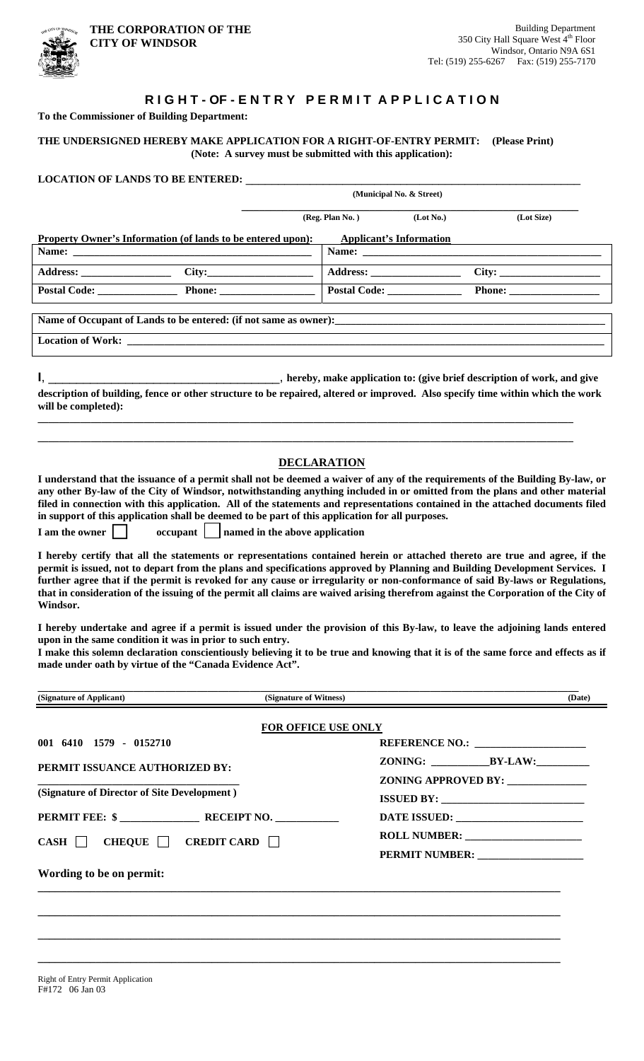**THE CORPORATION OF THE CITY OF WINDSOR**

Building Department
350 City Hall Square West 4th Floor
Windsor, Ontario N9A 6S1
Tel: (519) 255-6267 Fax: (519) 255-7170

# RIGHT-OF-ENTRY PERMIT APPLICATION

**To the Commissioner of Building Department:**

**THE UNDERSIGNED HEREBY MAKE APPLICATION FOR A RIGHT-OF-ENTRY PERMIT: (Please Print)**
**(Note: A survey must be submitted with this application):**

**LOCATION OF LANDS TO BE ENTERED:** ______________________________
(Municipal No. & Street)

______________________________
(Reg. Plan No.) (Lot No.) (Lot Size)

| Property Owner's Information (of lands to be entered upon): | | Applicant's Information | |
|---|---|---|---|
| Name: | | Name: | |
| Address: | City: | Address: | City: |
| Postal Code: | Phone: | Postal Code: | Phone: |

**Name of Occupant of Lands to be entered: (if not same as owner):** ______________________________

**Location of Work:** ______________________________

**I**, ______________________________, **hereby, make application to: (give brief description of work, and give description of building, fence or other structure to be repaired, altered or improved. Also specify time within which the work will be completed):**

______________________________

______________________________

## DECLARATION

**I understand that the issuance of a permit shall not be deemed a waiver of any of the requirements of the Building By-law, or any other By-law of the City of Windsor, notwithstanding anything included in or omitted from the plans and other material filed in connection with this application. All of the statements and representations contained in the attached documents filed in support of this application shall be deemed to be part of this application for all purposes.**

**I am the owner** ☐ **occupant** ☐ **named in the above application**

**I hereby certify that all the statements or representations contained herein or attached thereto are true and agree, if the permit is issued, not to depart from the plans and specifications approved by Planning and Building Development Services. I further agree that if the permit is revoked for any cause or irregularity or non-conformance of said By-laws or Regulations, that in consideration of the issuing of the permit all claims are waived arising therefrom against the Corporation of the City of Windsor.**

**I hereby undertake and agree if a permit is issued under the provision of this By-law, to leave the adjoining lands entered upon in the same condition it was in prior to such entry.**

**I make this solemn declaration conscientiously believing it to be true and knowing that it is of the same force and effects as if made under oath by virtue of the "Canada Evidence Act".**

______________________________
**(Signature of Applicant)** **(Signature of Witness)** **(Date)**

### FOR OFFICE USE ONLY

**001 6410 1579 - 0152710**

**PERMIT ISSUANCE AUTHORIZED BY:**

______________________________
**(Signature of Director of Site Development)**

**PERMIT FEE: $** ______________ **RECEIPT NO.** ____________

**CASH** ☐ **CHEQUE** ☐ **CREDIT CARD** ☐

**REFERENCE NO.:** ____________________

**ZONING:** __________ **BY-LAW:** __________

**ZONING APPROVED BY:** ______________

**ISSUED BY:** ______________________

**DATE ISSUED:** ____________________

**ROLL NUMBER:** ____________________

**PERMIT NUMBER:** __________________

**Wording to be on permit:**

______________________________

______________________________

______________________________

______________________________

Right of Entry Permit Application
F#172 06 Jan 03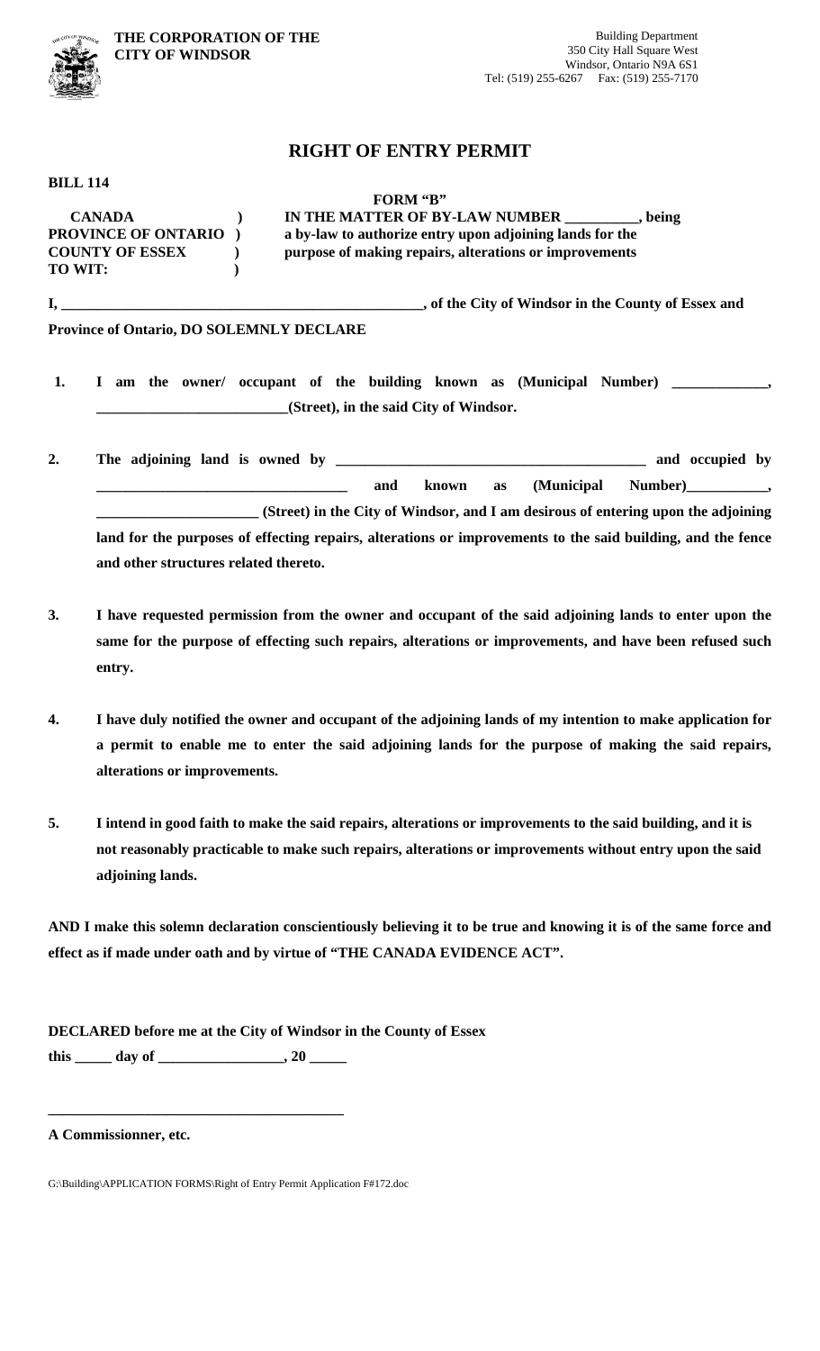**THE CORPORATION OF THE CITY OF WINDSOR**

Building Department
350 City Hall Square West
Windsor, Ontario N9A 6S1
Tel: (519) 255-6267 Fax: (519) 255-7170

# RIGHT OF ENTRY PERMIT

**BILL 114**

**FORM "B"**

| | | |
|---|---|---|
| **CANADA** | **)** | **IN THE MATTER OF BY-LAW NUMBER __________, being** |
| **PROVINCE OF ONTARIO** | **)** | **a by-law to authorize entry upon adjoining lands for the** |
| **COUNTY OF ESSEX** | **)** | **purpose of making repairs, alterations or improvements** |
| **TO WIT:** | **)** | |

**I, _________________________________________________, of the City of Windsor in the County of Essex and Province of Ontario, DO SOLEMNLY DECLARE**

1. **I am the owner/ occupant of the building known as (Municipal Number) _____________, __________________________(Street), in the said City of Windsor.**

2. **The adjoining land is owned by __________________________________________ and occupied by __________________________________ and known as (Municipal Number)___________, _____________________ (Street) in the City of Windsor, and I am desirous of entering upon the adjoining land for the purposes of effecting repairs, alterations or improvements to the said building, and the fence and other structures related thereto.**

3. **I have requested permission from the owner and occupant of the said adjoining lands to enter upon the same for the purpose of effecting such repairs, alterations or improvements, and have been refused such entry.**

4. **I have duly notified the owner and occupant of the adjoining lands of my intention to make application for a permit to enable me to enter the said adjoining lands for the purpose of making the said repairs, alterations or improvements.**

5. **I intend in good faith to make the said repairs, alterations or improvements to the said building, and it is not reasonably practicable to make such repairs, alterations or improvements without entry upon the said adjoining lands.**

**AND I make this solemn declaration conscientiously believing it to be true and knowing it is of the same force and effect as if made under oath and by virtue of "THE CANADA EVIDENCE ACT".**

**DECLARED before me at the City of Windsor in the County of Essex**
**this _____ day of _________________, 20 _____**

_________________________________________

**A Commissionner, etc.**

G:\Building\APPLICATION FORMS\Right of Entry Permit Application F#172.doc